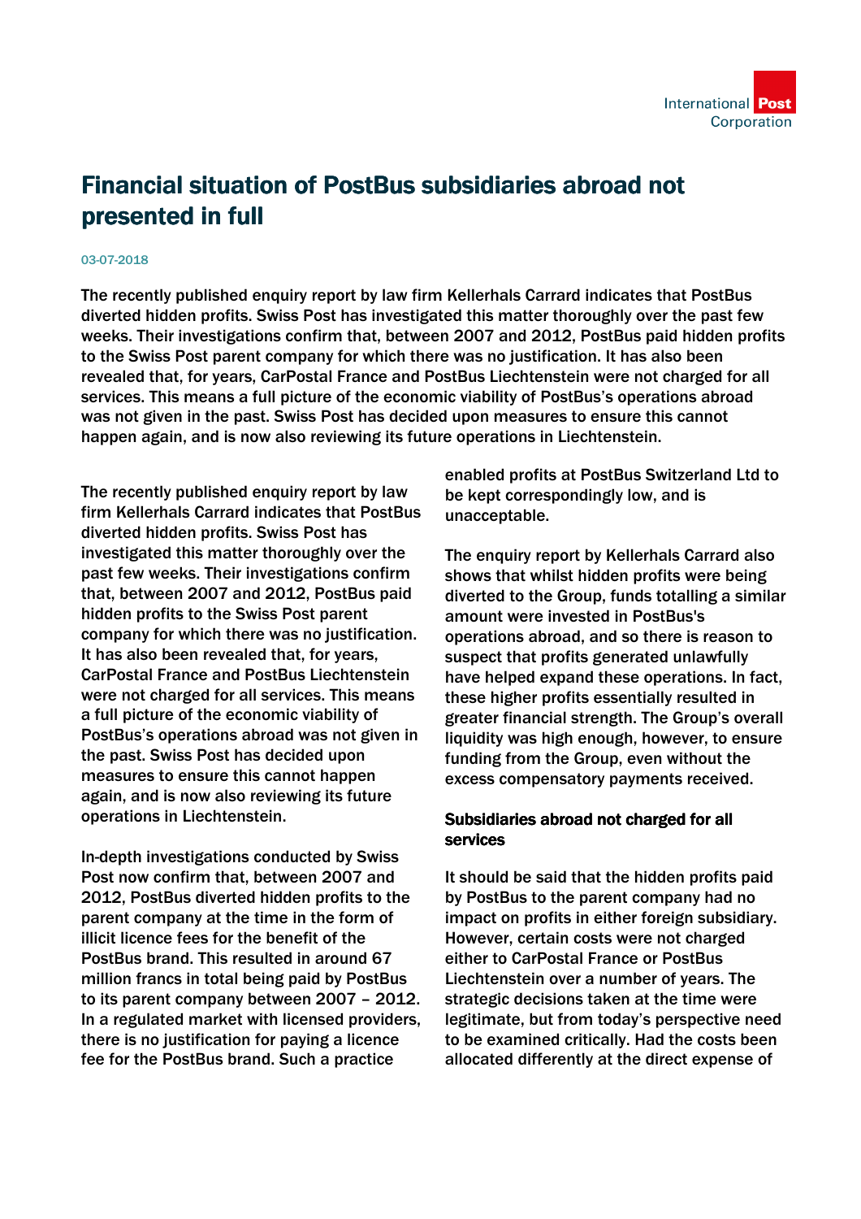# Financial situation of PostBus subsidiaries abroad not presented in full

03-07-2018

**The recently published enquiry report by law firm Kellerhals Carrard indicates that PostBus diverted hidden profits. Swiss Post has investigated this matter thoroughly over the past few weeks. Their investigations confirm that, between 2007 and 2012, PostBus paid hidden profits to the Swiss Post parent company for which there was no justification. It has also been revealed that, for years, CarPostal France and PostBus Liechtenstein were not charged for all services. This means a full picture of the economic viability of PostBus's operations abroad was not given in the past. Swiss Post has decided upon measures to ensure this cannot happen again, and is now also reviewing its future operations in Liechtenstein.**

The recently published enquiry report by law firm Kellerhals Carrard indicates that PostBus diverted hidden profits. Swiss Post has investigated this matter thoroughly over the past few weeks. Their investigations confirm that, between 2007 and 2012, PostBus paid hidden profits to the Swiss Post parent company for which there was no justification. It has also been revealed that, for years, CarPostal France and PostBus Liechtenstein were not charged for all services. This means a full picture of the economic viability of PostBus's operations abroad was not given in the past. Swiss Post has decided upon measures to ensure this cannot happen again, and is now also reviewing its future operations in Liechtenstein.

In-depth investigations conducted by Swiss Post now confirm that, between 2007 and 2012, PostBus diverted hidden profits to the parent company at the time in the form of illicit licence fees for the benefit of the PostBus brand. This resulted in around 67 million francs in total being paid by PostBus to its parent company between 2007 – 2012. In a regulated market with licensed providers, there is no justification for paying a licence fee for the PostBus brand. Such a practice enabled profits at PostBus Switzerland Ltd to be kept correspondingly low, and is unacceptable.

The enquiry report by Kellerhals Carrard also shows that whilst hidden profits were being diverted to the Group, funds totalling a similar amount were invested in PostBus's operations abroad, and so there is reason to suspect that profits generated unlawfully have helped expand these operations. In fact, these higher profits essentially resulted in greater financial strength. The Group's overall liquidity was high enough, however, to ensure funding from the Group, even without the excess compensatory payments received.

## Subsidiaries abroad not charged for all services

It should be said that the hidden profits paid by PostBus to the parent company had no impact on profits in either foreign subsidiary. However, certain costs were not charged either to CarPostal France or PostBus Liechtenstein over a number of years. The strategic decisions taken at the time were legitimate, but from today's perspective need to be examined critically. Had the costs been allocated differently at the direct expense of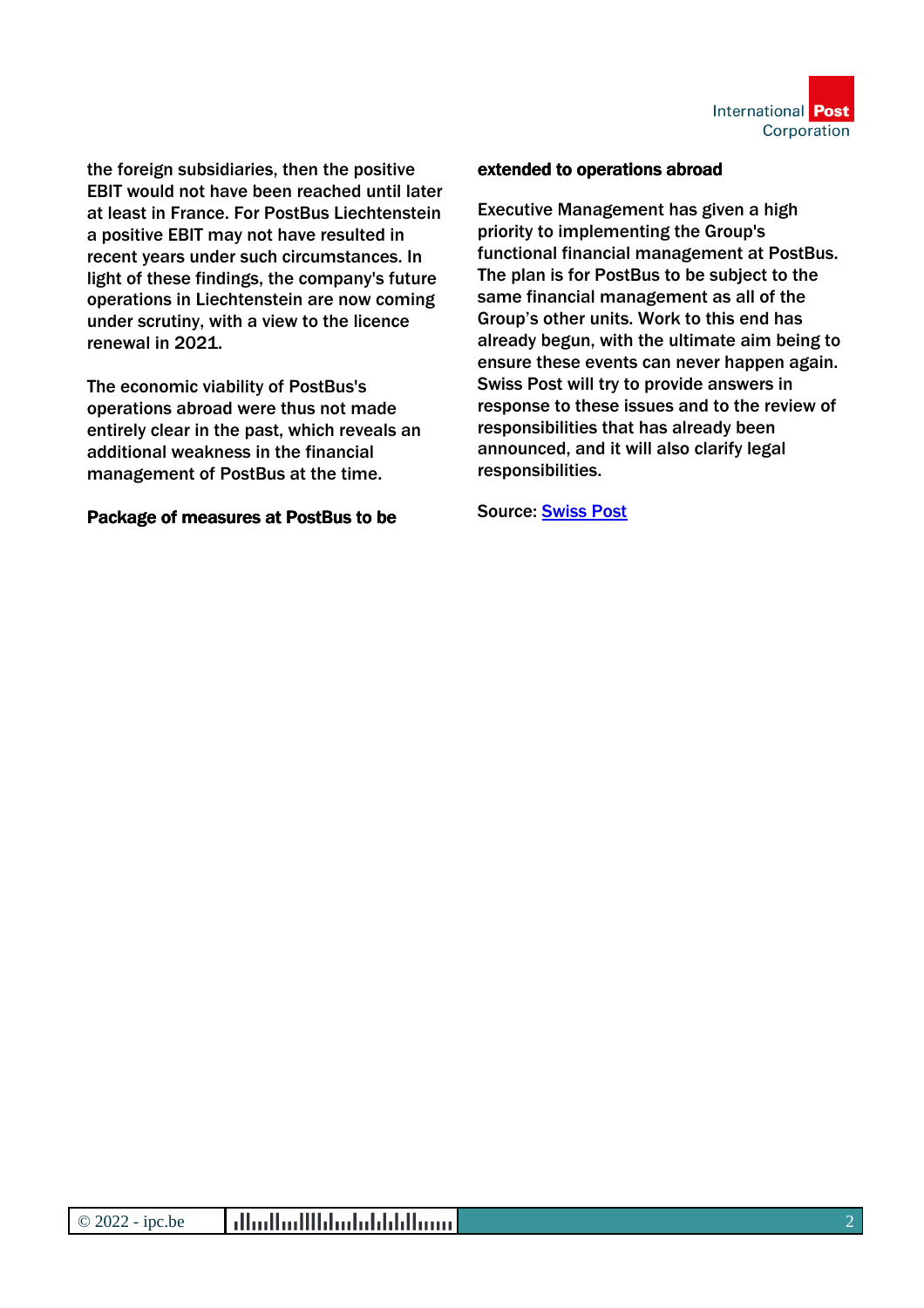the foreign subsidiaries, then the positive EBIT would not have been reached until later at least in France. For PostBus Liechtenstein a positive EBIT may not have resulted in recent years under such circumstances. In light of these findings, the company's future operations in Liechtenstein are now coming under scrutiny, with a view to the licence renewal in 2021.

The economic viability of PostBus's operations abroad were thus not made entirely clear in the past, which reveals an additional weakness in the financial management of PostBus at the time.

**Package of measures at PostBus to be extended to operations abroad**

Executive Management has given a high priority to implementing the Group's functional financial management at PostBus. The plan is for PostBus to be subject to the same financial management as all of the Group's other units. Work to this end has already begun, with the ultimate aim being to ensure these events can never happen again. Swiss Post will try to provide answers in response to these issues and to the review of responsibilities that has already been announced, and it will also clarify legal responsibilities.

Source: [Swiss Post]